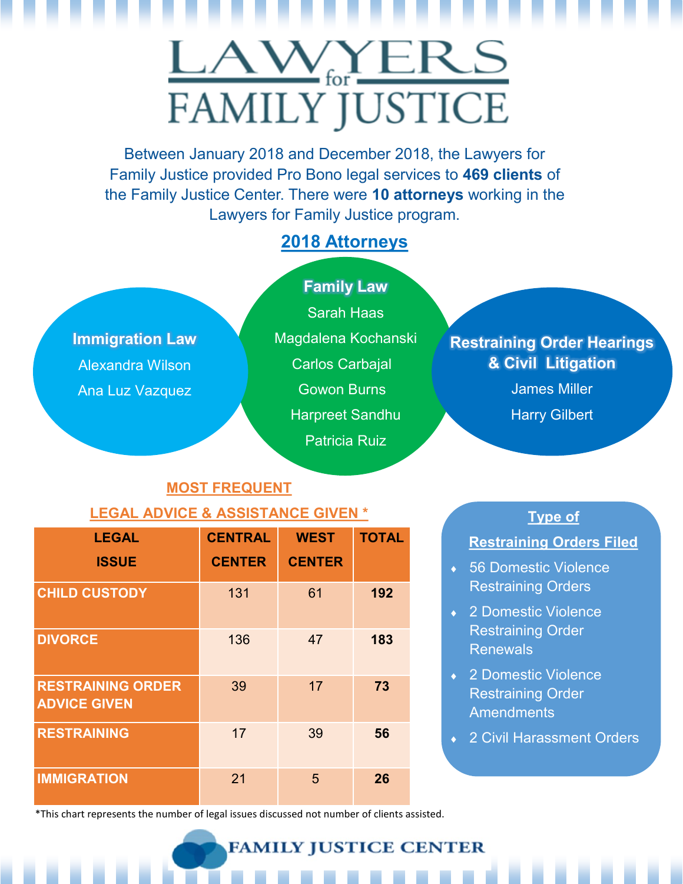# LAWYERS for FAMILY JUSTICE

Between January 2018 and December 2018, the Lawyers for Family Justice provided Pro Bono legal services to **469 clients** of the Family Justice Center. There were **10 attorneys** working in the Lawyers for Family Justice program.

## 2018 Attorneys

**Immigration Law**

Alexandra Wilson

Ana Luz Vazquez

**Family Law**

Sarah Haas

Magdalena Kochanski

Carlos Carbajal

Gowon Burns

Harpreet Sandhu

Patricia Ruiz

**Restraining Order Hearings & Civil Litigation**

James Miller

Harry Gilbert

### MOST FREQUENT LEGAL ADVICE & ASSISTANCE GIVEN *

| LEGAL ISSUE | CENTRAL CENTER | WEST CENTER | TOTAL |
|---|---|---|---|
| CHILD CUSTODY | 131 | 61 | **192** |
| DIVORCE | 136 | 47 | **183** |
| RESTRAINING ORDER ADVICE GIVEN | 39 | 17 | **73** |
| RESTRAINING | 17 | 39 | **56** |
| IMMIGRATION | 21 | 5 | **26** |

*This chart represents the number of legal issues discussed not number of clients assisted.

### Type of Restraining Orders Filed

- 56 Domestic Violence Restraining Orders
- 2 Domestic Violence Restraining Order Renewals
- 2 Domestic Violence Restraining Order Amendments
- 2 Civil Harassment Orders

FAMILY JUSTICE CENTER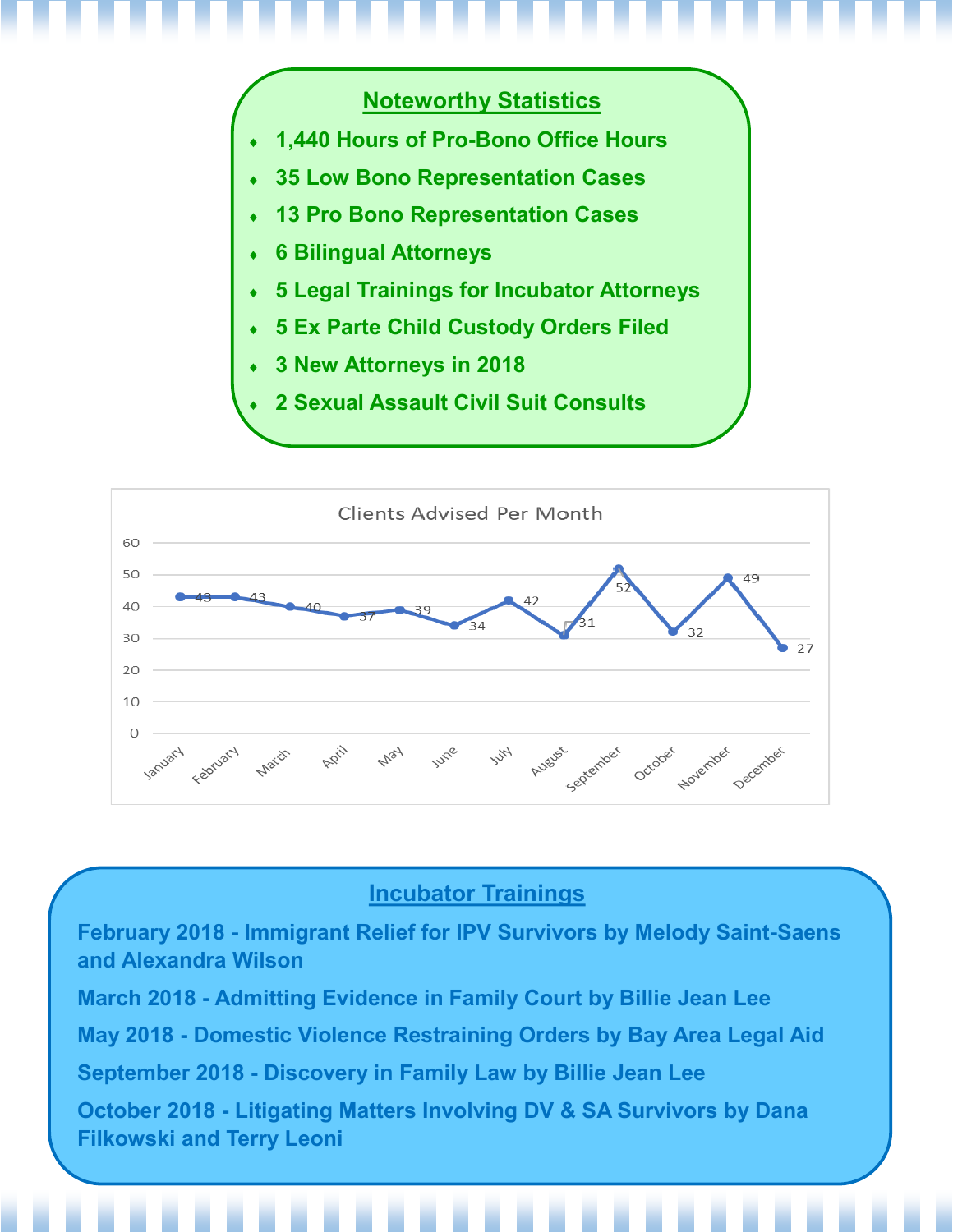## Noteworthy Statistics

- 1,440 Hours of Pro-Bono Office Hours
- 35 Low Bono Representation Cases
- 13 Pro Bono Representation Cases
- 6 Bilingual Attorneys
- 5 Legal Trainings for Incubator Attorneys
- 5 Ex Parte Child Custody Orders Filed
- 3 New Attorneys in 2018
- 2 Sexual Assault Civil Suit Consults

**Clients Advised Per Month**

| Month | Clients |
|---|---|
| January | 43 |
| February | 43 |
| March | 40 |
| April | 37 |
| May | 39 |
| June | 34 |
| July | 42 |
| August | 31 |
| September | 52 |
| October | 32 |
| November | 49 |
| December | 27 |

## Incubator Trainings

**February 2018 - Immigrant Relief for IPV Survivors by Melody Saint-Saens and Alexandra Wilson**

**March 2018 - Admitting Evidence in Family Court by Billie Jean Lee**

**May 2018 - Domestic Violence Restraining Orders by Bay Area Legal Aid**

**September 2018 - Discovery in Family Law by Billie Jean Lee**

**October 2018 - Litigating Matters Involving DV & SA Survivors by Dana Filkowski and Terry Leoni**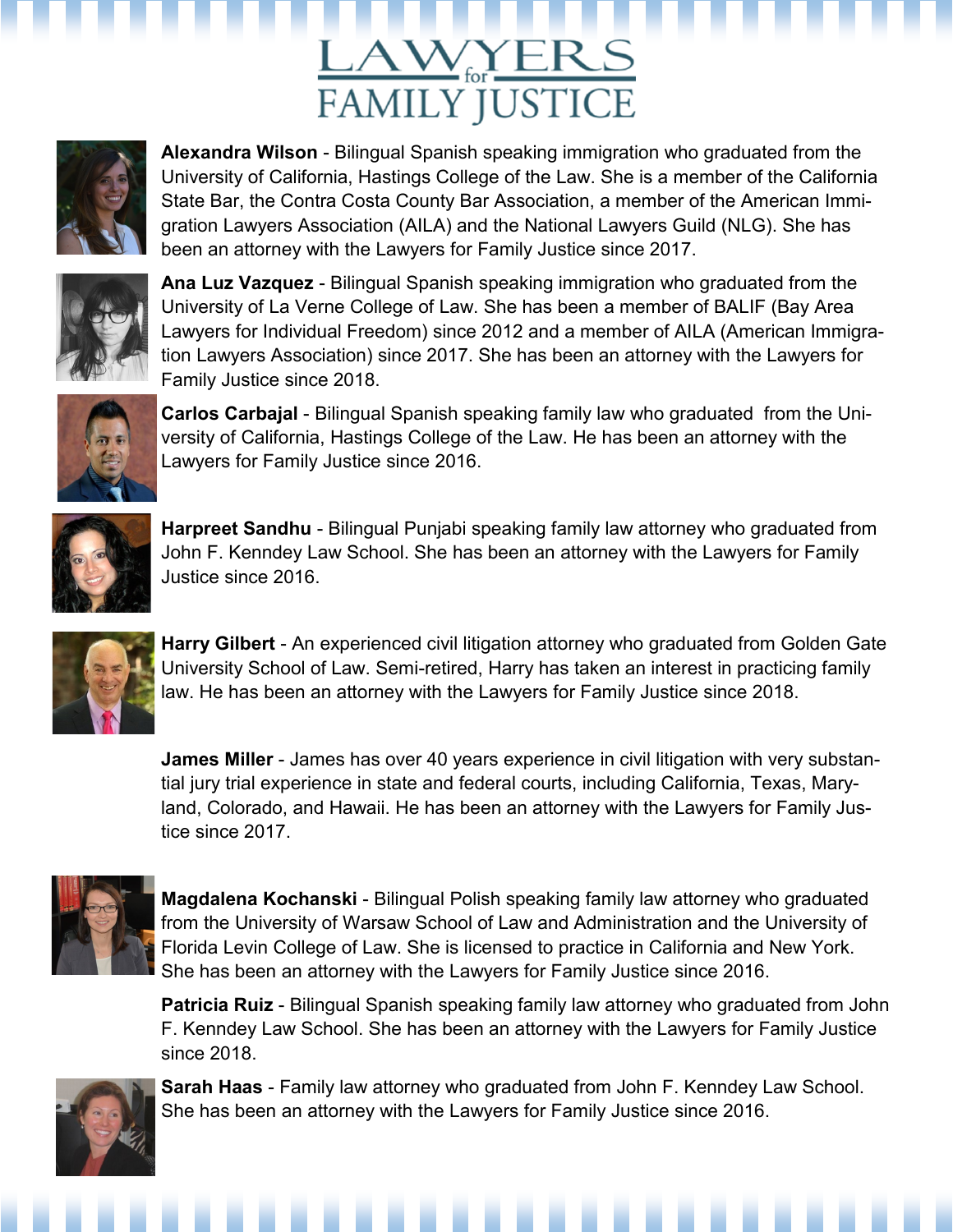# LAWYERS for FAMILY JUSTICE

**Alexandra Wilson** - Bilingual Spanish speaking immigration who graduated from the University of California, Hastings College of the Law. She is a member of the California State Bar, the Contra Costa County Bar Association, a member of the American Immigration Lawyers Association (AILA) and the National Lawyers Guild (NLG). She has been an attorney with the Lawyers for Family Justice since 2017.

**Ana Luz Vazquez** - Bilingual Spanish speaking immigration who graduated from the University of La Verne College of Law. She has been a member of BALIF (Bay Area Lawyers for Individual Freedom) since 2012 and a member of AILA (American Immigration Lawyers Association) since 2017. She has been an attorney with the Lawyers for Family Justice since 2018.

**Carlos Carbajal** - Bilingual Spanish speaking family law who graduated from the University of California, Hastings College of the Law. He has been an attorney with the Lawyers for Family Justice since 2016.

**Harpreet Sandhu** - Bilingual Punjabi speaking family law attorney who graduated from John F. Kenndey Law School. She has been an attorney with the Lawyers for Family Justice since 2016.

**Harry Gilbert** - An experienced civil litigation attorney who graduated from Golden Gate University School of Law. Semi-retired, Harry has taken an interest in practicing family law. He has been an attorney with the Lawyers for Family Justice since 2018.

**James Miller** - James has over 40 years experience in civil litigation with very substantial jury trial experience in state and federal courts, including California, Texas, Maryland, Colorado, and Hawaii. He has been an attorney with the Lawyers for Family Justice since 2017.

**Magdalena Kochanski** - Bilingual Polish speaking family law attorney who graduated from the University of Warsaw School of Law and Administration and the University of Florida Levin College of Law. She is licensed to practice in California and New York. She has been an attorney with the Lawyers for Family Justice since 2016.

**Patricia Ruiz** - Bilingual Spanish speaking family law attorney who graduated from John F. Kenndey Law School. She has been an attorney with the Lawyers for Family Justice since 2018.

**Sarah Haas** - Family law attorney who graduated from John F. Kenndey Law School. She has been an attorney with the Lawyers for Family Justice since 2016.